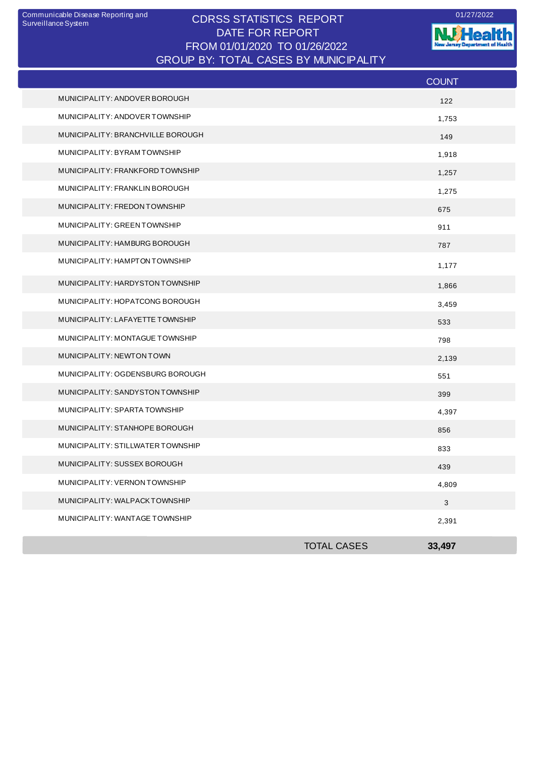Communicable Disease Reporting and Surveillance System

# CDRSS STATISTICS REPORT
## DATE FOR REPORT
## FROM 01/01/2020 TO 01/26/2022
## GROUP BY: TOTAL CASES BY MUNICIPALITY

01/27/2022

| | COUNT |
|---|---|
| MUNICIPALITY: ANDOVER BOROUGH | 122 |
| MUNICIPALITY: ANDOVER TOWNSHIP | 1,753 |
| MUNICIPALITY: BRANCHVILLE BOROUGH | 149 |
| MUNICIPALITY: BYRAM TOWNSHIP | 1,918 |
| MUNICIPALITY: FRANKFORD TOWNSHIP | 1,257 |
| MUNICIPALITY: FRANKLIN BOROUGH | 1,275 |
| MUNICIPALITY: FREDON TOWNSHIP | 675 |
| MUNICIPALITY: GREEN TOWNSHIP | 911 |
| MUNICIPALITY: HAMBURG BOROUGH | 787 |
| MUNICIPALITY: HAMPTON TOWNSHIP | 1,177 |
| MUNICIPALITY: HARDYSTON TOWNSHIP | 1,866 |
| MUNICIPALITY: HOPATCONG BOROUGH | 3,459 |
| MUNICIPALITY: LAFAYETTE TOWNSHIP | 533 |
| MUNICIPALITY: MONTAGUE TOWNSHIP | 798 |
| MUNICIPALITY: NEWTON TOWN | 2,139 |
| MUNICIPALITY: OGDENSBURG BOROUGH | 551 |
| MUNICIPALITY: SANDYSTON TOWNSHIP | 399 |
| MUNICIPALITY: SPARTA TOWNSHIP | 4,397 |
| MUNICIPALITY: STANHOPE BOROUGH | 856 |
| MUNICIPALITY: STILLWATER TOWNSHIP | 833 |
| MUNICIPALITY: SUSSEX BOROUGH | 439 |
| MUNICIPALITY: VERNON TOWNSHIP | 4,809 |
| MUNICIPALITY: WALPACK TOWNSHIP | 3 |
| MUNICIPALITY: WANTAGE TOWNSHIP | 2,391 |
| TOTAL CASES | **33,497** |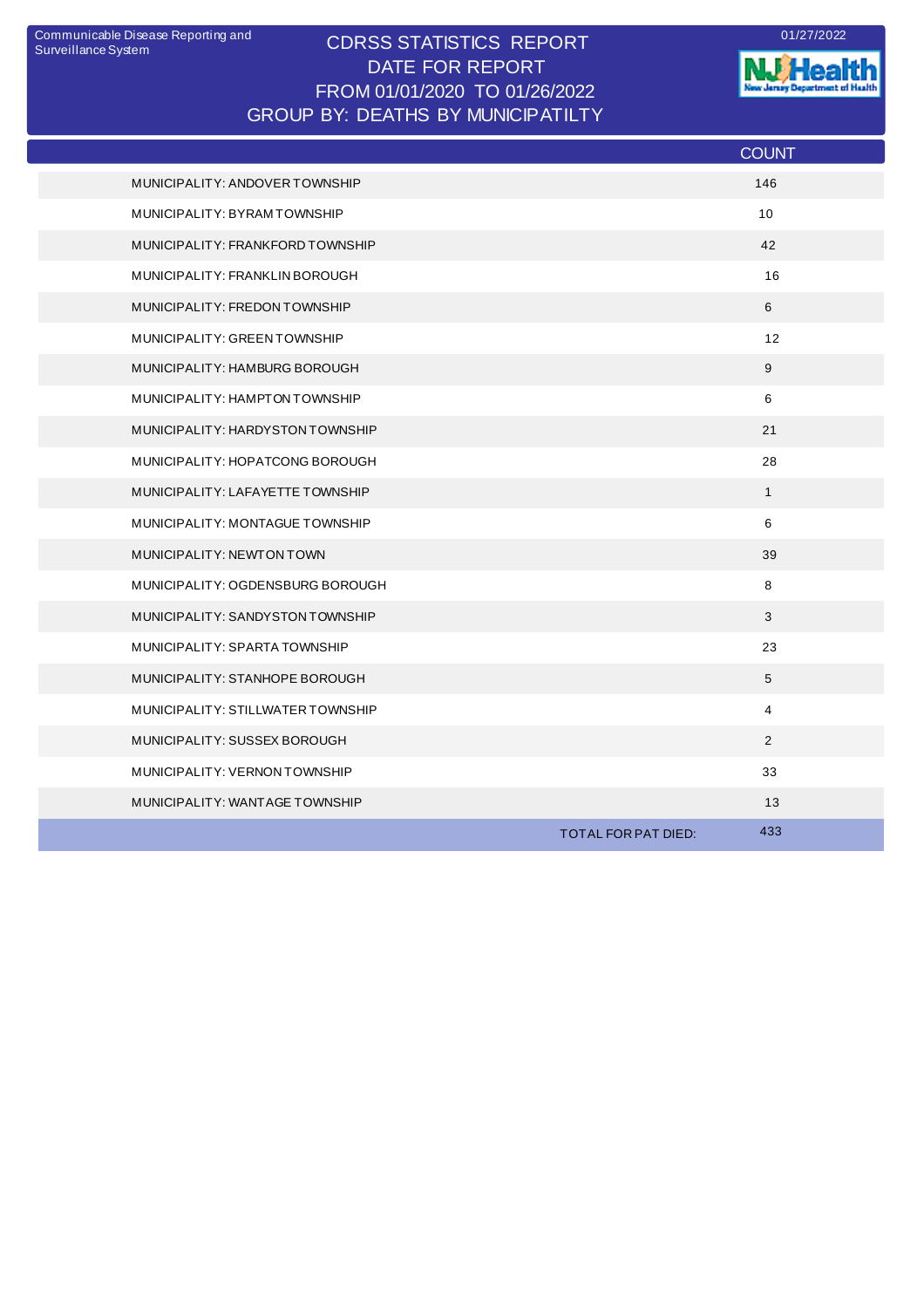Communicable Disease Reporting and Surveillance System

# CDRSS STATISTICS REPORT
## DATE FOR REPORT
## FROM 01/01/2020 TO 01/26/2022
## GROUP BY: DEATHS BY MUNICIPATILTY

01/27/2022

| | COUNT |
|---|---|
| MUNICIPALITY: ANDOVER TOWNSHIP | 146 |
| MUNICIPALITY: BYRAM TOWNSHIP | 10 |
| MUNICIPALITY: FRANKFORD TOWNSHIP | 42 |
| MUNICIPALITY: FRANKLIN BOROUGH | 16 |
| MUNICIPALITY: FREDON TOWNSHIP | 6 |
| MUNICIPALITY: GREEN TOWNSHIP | 12 |
| MUNICIPALITY: HAMBURG BOROUGH | 9 |
| MUNICIPALITY: HAMPTON TOWNSHIP | 6 |
| MUNICIPALITY: HARDYSTON TOWNSHIP | 21 |
| MUNICIPALITY: HOPATCONG BOROUGH | 28 |
| MUNICIPALITY: LAFAYETTE TOWNSHIP | 1 |
| MUNICIPALITY: MONTAGUE TOWNSHIP | 6 |
| MUNICIPALITY: NEWTON TOWN | 39 |
| MUNICIPALITY: OGDENSBURG BOROUGH | 8 |
| MUNICIPALITY: SANDYSTON TOWNSHIP | 3 |
| MUNICIPALITY: SPARTA TOWNSHIP | 23 |
| MUNICIPALITY: STANHOPE BOROUGH | 5 |
| MUNICIPALITY: STILLWATER TOWNSHIP | 4 |
| MUNICIPALITY: SUSSEX BOROUGH | 2 |
| MUNICIPALITY: VERNON TOWNSHIP | 33 |
| MUNICIPALITY: WANTAGE TOWNSHIP | 13 |
| TOTAL FOR PAT DIED: | 433 |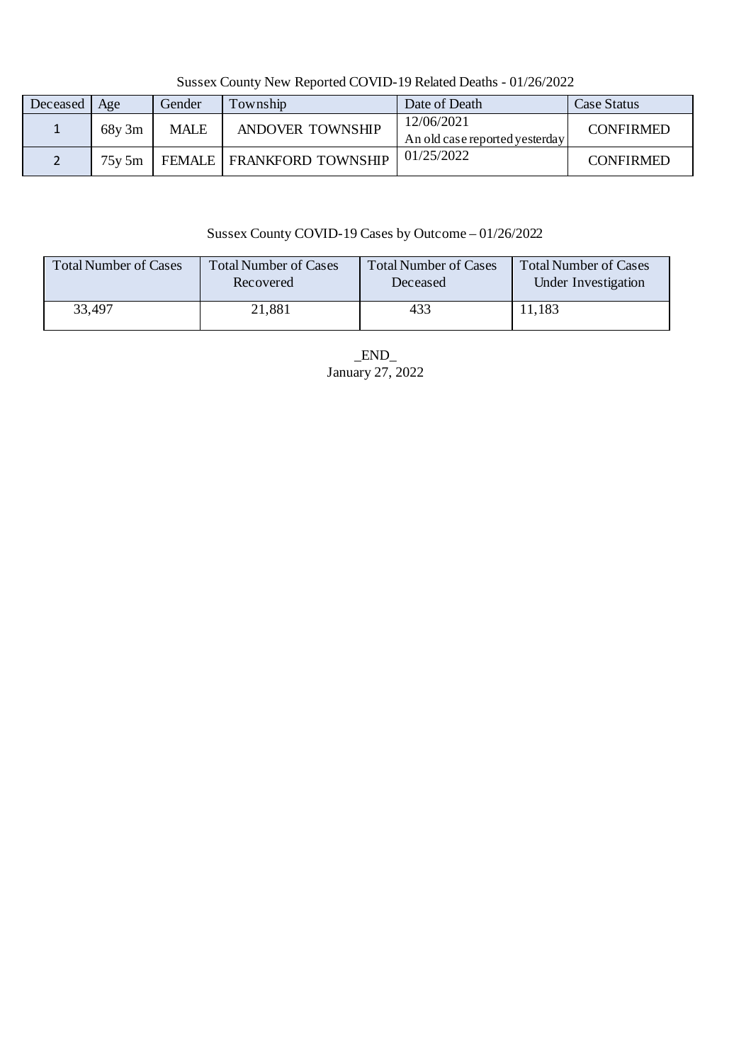Sussex County New Reported COVID-19 Related Deaths - 01/26/2022

| Deceased | Age | Gender | Township | Date of Death | Case Status |
|---|---|---|---|---|---|
| 1 | 68y 3m | MALE | ANDOVER TOWNSHIP | 12/06/2021 An old case reported yesterday | CONFIRMED |
| 2 | 75y 5m | FEMALE | FRANKFORD TOWNSHIP | 01/25/2022 | CONFIRMED |

Sussex County COVID-19 Cases by Outcome – 01/26/2022

| Total Number of Cases | Total Number of Cases Recovered | Total Number of Cases Deceased | Total Number of Cases Under Investigation |
|---|---|---|---|
| 33,497 | 21,881 | 433 | 11,183 |

_END_

January 27, 2022